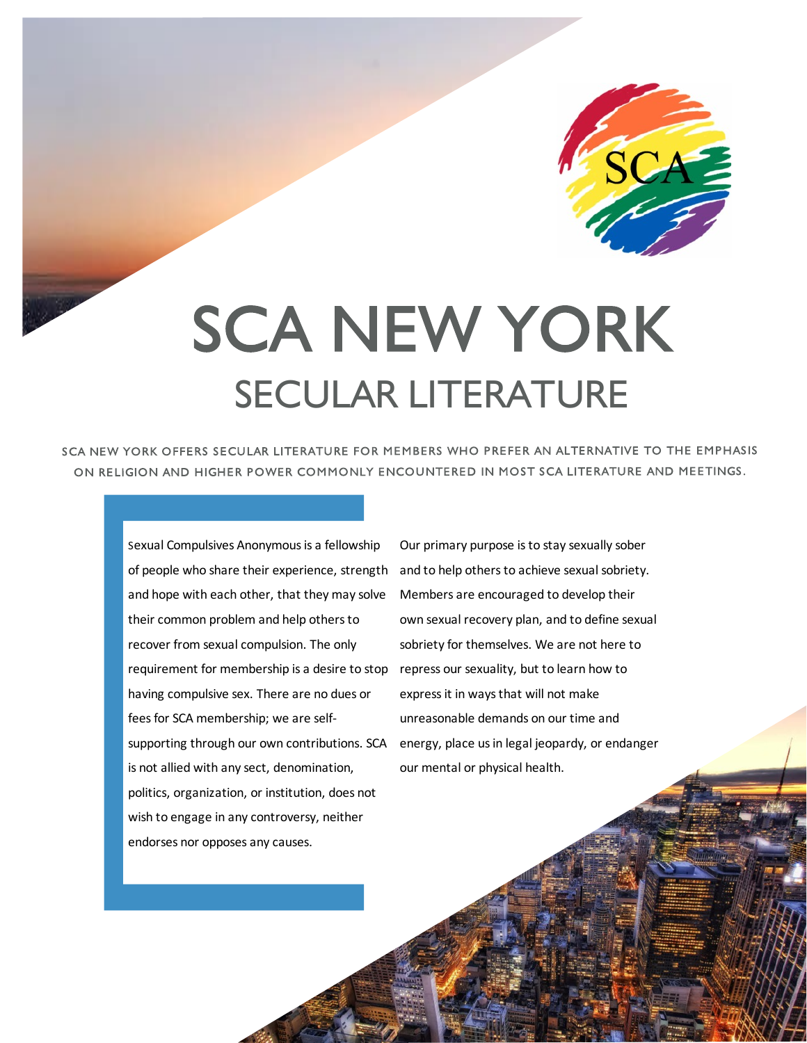SCA

# SCA NEW YORK

## SECULAR LITERATURE

SCA NEW YORK OFFERS SECULAR LITERATURE FOR MEMBERS WHO PREFER AN ALTERNATIVE TO THE EMPHASIS ON RELIGION AND HIGHER POWER COMMONLY ENCOUNTERED IN MOST SCA LITERATURE AND MEETINGS.

Sexual Compulsives Anonymous is a fellowship of people who share their experience, strength and hope with each other, that they may solve their common problem and help others to recover from sexual compulsion. The only requirement for membership is a desire to stop having compulsive sex. There are no dues or fees for SCA membership; we are self-supporting through our own contributions. SCA is not allied with any sect, denomination, politics, organization, or institution, does not wish to engage in any controversy, neither endorses nor opposes any causes.

Our primary purpose is to stay sexually sober and to help others to achieve sexual sobriety. Members are encouraged to develop their own sexual recovery plan, and to define sexual sobriety for themselves. We are not here to repress our sexuality, but to learn how to express it in ways that will not make unreasonable demands on our time and energy, place us in legal jeopardy, or endanger our mental or physical health.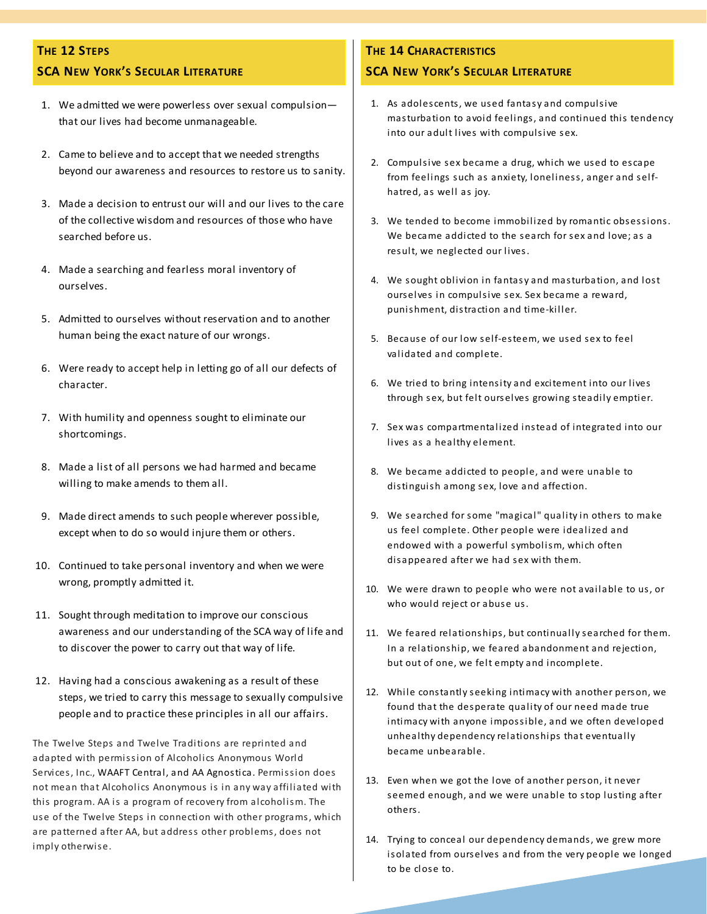## The 12 Steps
## SCA New York's Secular Literature

1. We admitted we were powerless over sexual compulsion—that our lives had become unmanageable.
2. Came to believe and to accept that we needed strengths beyond our awareness and resources to restore us to sanity.
3. Made a decision to entrust our will and our lives to the care of the collective wisdom and resources of those who have searched before us.
4. Made a searching and fearless moral inventory of ourselves.
5. Admitted to ourselves without reservation and to another human being the exact nature of our wrongs.
6. Were ready to accept help in letting go of all our defects of character.
7. With humility and openness sought to eliminate our shortcomings.
8. Made a list of all persons we had harmed and became willing to make amends to them all.
9. Made direct amends to such people wherever possible, except when to do so would injure them or others.
10. Continued to take personal inventory and when we were wrong, promptly admitted it.
11. Sought through meditation to improve our conscious awareness and our understanding of the SCA way of life and to discover the power to carry out that way of life.
12. Having had a conscious awakening as a result of these steps, we tried to carry this message to sexually compulsive people and to practice these principles in all our affairs.

The Twelve Steps and Twelve Traditions are reprinted and adapted with permission of Alcoholics Anonymous World Services, Inc., WAAFT Central, and AA Agnostica. Permission does not mean that Alcoholics Anonymous is in any way affiliated with this program. AA is a program of recovery from alcoholism. The use of the Twelve Steps in connection with other programs, which are patterned after AA, but address other problems, does not imply otherwise.

## The 14 Characteristics
## SCA New York's Secular Literature

1. As adolescents, we used fantasy and compulsive masturbation to avoid feelings, and continued this tendency into our adult lives with compulsive sex.
2. Compulsive sex became a drug, which we used to escape from feelings such as anxiety, loneliness, anger and self-hatred, as well as joy.
3. We tended to become immobilized by romantic obsessions. We became addicted to the search for sex and love; as a result, we neglected our lives.
4. We sought oblivion in fantasy and masturbation, and lost ourselves in compulsive sex. Sex became a reward, punishment, distraction and time-killer.
5. Because of our low self-esteem, we used sex to feel validated and complete.
6. We tried to bring intensity and excitement into our lives through sex, but felt ourselves growing steadily emptier.
7. Sex was compartmentalized instead of integrated into our lives as a healthy element.
8. We became addicted to people, and were unable to distinguish among sex, love and affection.
9. We searched for some "magical" quality in others to make us feel complete. Other people were idealized and endowed with a powerful symbolism, which often disappeared after we had sex with them.
10. We were drawn to people who were not available to us, or who would reject or abuse us.
11. We feared relationships, but continually searched for them. In a relationship, we feared abandonment and rejection, but out of one, we felt empty and incomplete.
12. While constantly seeking intimacy with another person, we found that the desperate quality of our need made true intimacy with anyone impossible, and we often developed unhealthy dependency relationships that eventually became unbearable.
13. Even when we got the love of another person, it never seemed enough, and we were unable to stop lusting after others.
14. Trying to conceal our dependency demands, we grew more isolated from ourselves and from the very people we longed to be close to.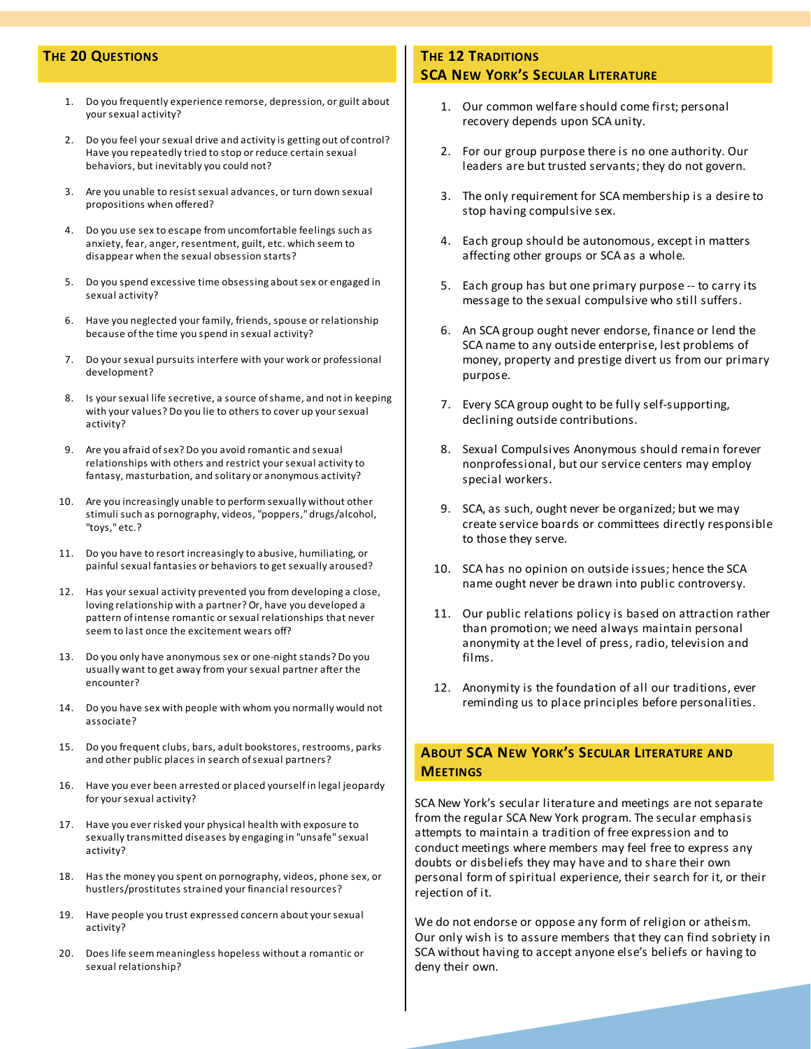## The 20 Questions

1. Do you frequently experience remorse, depression, or guilt about your sexual activity?
2. Do you feel your sexual drive and activity is getting out of control? Have you repeatedly tried to stop or reduce certain sexual behaviors, but inevitably you could not?
3. Are you unable to resist sexual advances, or turn down sexual propositions when offered?
4. Do you use sex to escape from uncomfortable feelings such as anxiety, fear, anger, resentment, guilt, etc. which seem to disappear when the sexual obsession starts?
5. Do you spend excessive time obsessing about sex or engaged in sexual activity?
6. Have you neglected your family, friends, spouse or relationship because of the time you spend in sexual activity?
7. Do your sexual pursuits interfere with your work or professional development?
8. Is your sexual life secretive, a source of shame, and not in keeping with your values? Do you lie to others to cover up your sexual activity?
9. Are you afraid of sex? Do you avoid romantic and sexual relationships with others and restrict your sexual activity to fantasy, masturbation, and solitary or anonymous activity?
10. Are you increasingly unable to perform sexually without other stimuli such as pornography, videos, "poppers," drugs/alcohol, "toys," etc.?
11. Do you have to resort increasingly to abusive, humiliating, or painful sexual fantasies or behaviors to get sexually aroused?
12. Has your sexual activity prevented you from developing a close, loving relationship with a partner? Or, have you developed a pattern of intense romantic or sexual relationships that never seem to last once the excitement wears off?
13. Do you only have anonymous sex or one-night stands? Do you usually want to get away from your sexual partner after the encounter?
14. Do you have sex with people with whom you normally would not associate?
15. Do you frequent clubs, bars, adult bookstores, restrooms, parks and other public places in search of sexual partners?
16. Have you ever been arrested or placed yourself in legal jeopardy for your sexual activity?
17. Have you ever risked your physical health with exposure to sexually transmitted diseases by engaging in "unsafe" sexual activity?
18. Has the money you spent on pornography, videos, phone sex, or hustlers/prostitutes strained your financial resources?
19. Have people you trust expressed concern about your sexual activity?
20. Does life seem meaningless hopeless without a romantic or sexual relationship?

## The 12 Traditions
## SCA New York's Secular Literature

1. Our common welfare should come first; personal recovery depends upon SCA unity.
2. For our group purpose there is no one authority. Our leaders are but trusted servants; they do not govern.
3. The only requirement for SCA membership is a desire to stop having compulsive sex.
4. Each group should be autonomous, except in matters affecting other groups or SCA as a whole.
5. Each group has but one primary purpose -- to carry its message to the sexual compulsive who still suffers.
6. An SCA group ought never endorse, finance or lend the SCA name to any outside enterprise, lest problems of money, property and prestige divert us from our primary purpose.
7. Every SCA group ought to be fully self-supporting, declining outside contributions.
8. Sexual Compulsives Anonymous should remain forever nonprofessional, but our service centers may employ special workers.
9. SCA, as such, ought never be organized; but we may create service boards or committees directly responsible to those they serve.
10. SCA has no opinion on outside issues; hence the SCA name ought never be drawn into public controversy.
11. Our public relations policy is based on attraction rather than promotion; we need always maintain personal anonymity at the level of press, radio, television and films.
12. Anonymity is the foundation of all our traditions, ever reminding us to place principles before personalities.

## About SCA New York's Secular Literature and Meetings

SCA New York's secular literature and meetings are not separate from the regular SCA New York program. The secular emphasis attempts to maintain a tradition of free expression and to conduct meetings where members may feel free to express any doubts or disbeliefs they may have and to share their own personal form of spiritual experience, their search for it, or their rejection of it.

We do not endorse or oppose any form of religion or atheism. Our only wish is to assure members that they can find sobriety in SCA without having to accept anyone else's beliefs or having to deny their own.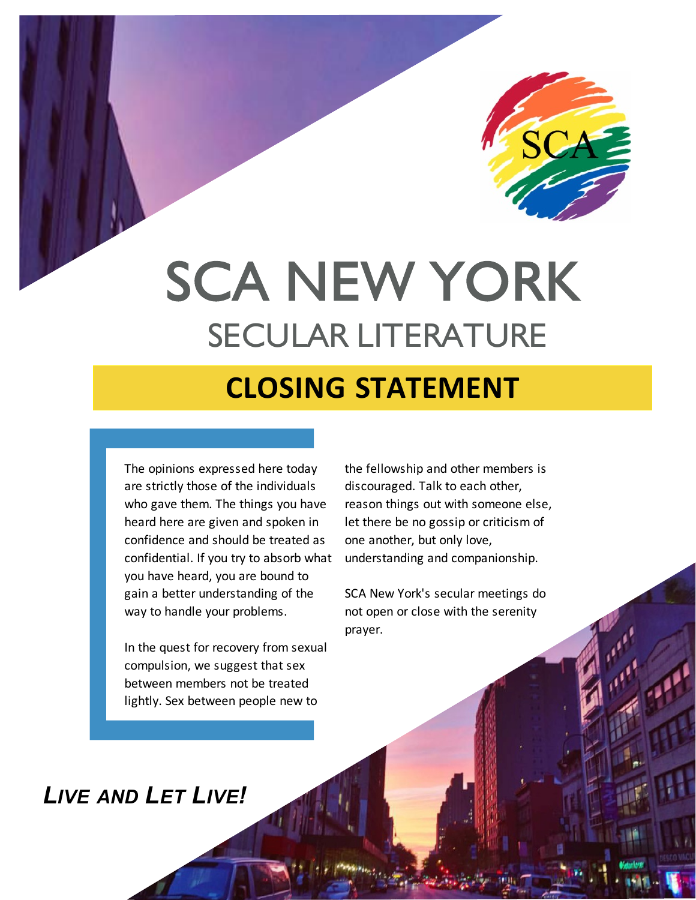# SCA NEW YORK

## SECULAR LITERATURE

## CLOSING STATEMENT

The opinions expressed here today are strictly those of the individuals who gave them. The things you have heard here are given and spoken in confidence and should be treated as confidential. If you try to absorb what you have heard, you are bound to gain a better understanding of the way to handle your problems.

In the quest for recovery from sexual compulsion, we suggest that sex between members not be treated lightly. Sex between people new to the fellowship and other members is discouraged. Talk to each other, reason things out with someone else, let there be no gossip or criticism of one another, but only love, understanding and companionship.

SCA New York's secular meetings do not open or close with the serenity prayer.

***LIVE AND LET LIVE!***